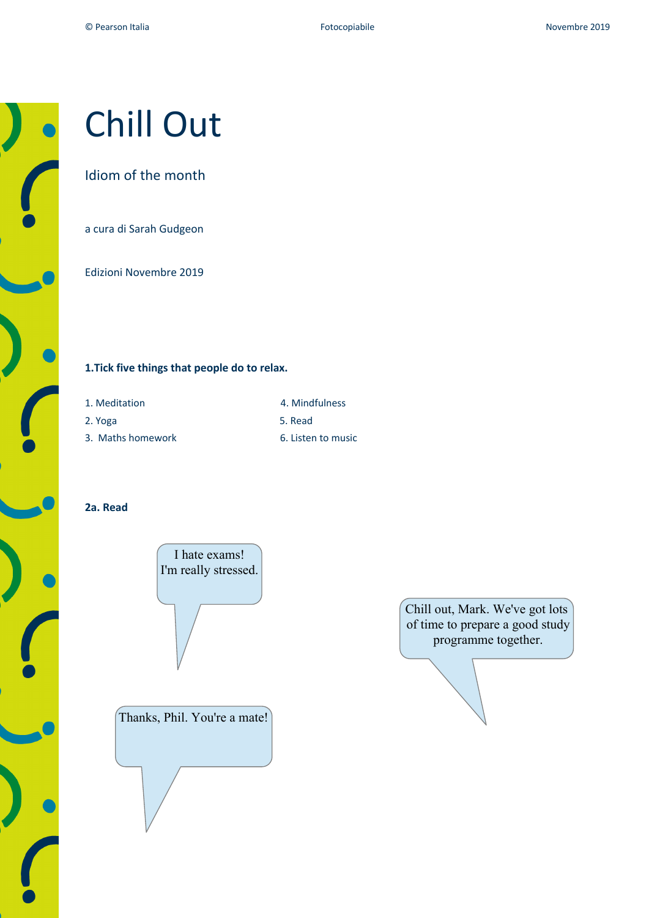# Chill Out

## Idiom of the month

a cura di Sarah Gudgeon

Edizioni Novembre 2019

**1.Tick five things that people do to relax.**

1. Meditation
2. Yoga
3. Maths homework
4. Mindfulness
5. Read
6. Listen to music

**2a. Read**

I hate exams! I'm really stressed.

Chill out, Mark. We've got lots of time to prepare a good study programme together.

Thanks, Phil. You're a mate!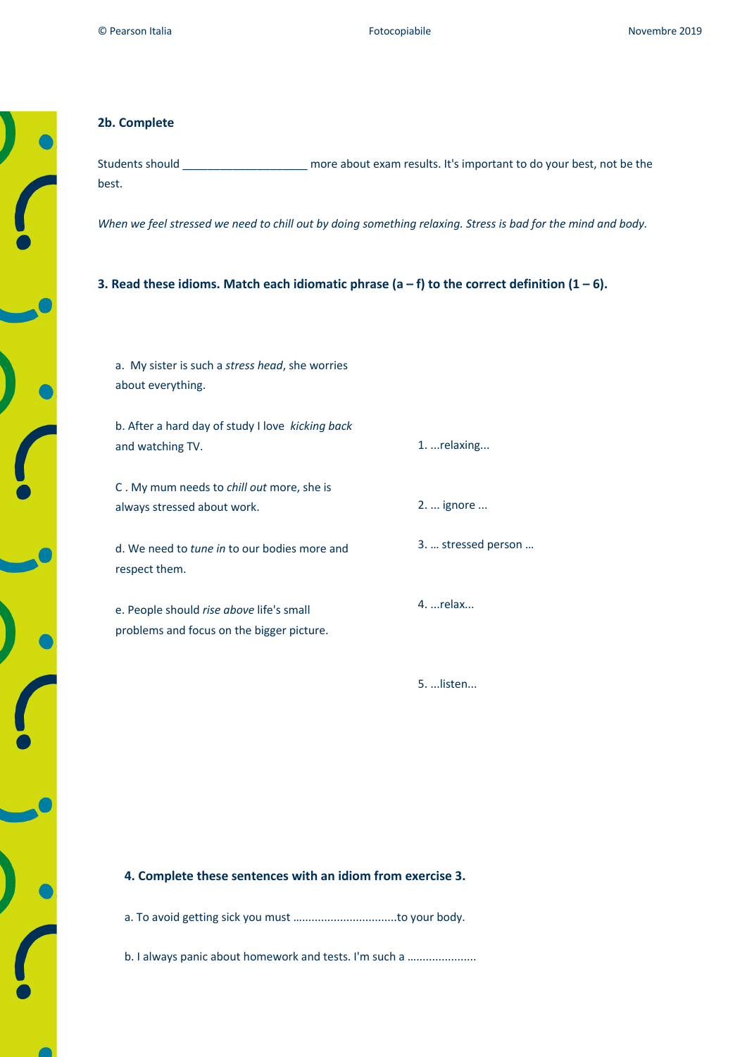**2b. Complete**

Students should ____________________ more about exam results. It's important to do your best, not be the best.

*When we feel stressed we need to chill out by doing something relaxing. Stress is bad for the mind and body.*

**3. Read these idioms. Match each idiomatic phrase (a – f) to the correct definition (1 – 6).**

a. My sister is such a *stress head*, she worries about everything.

b. After a hard day of study I love *kicking back* and watching TV.

C . My mum needs to *chill out* more, she is always stressed about work.

d. We need to *tune in* to our bodies more and respect them.

e. People should *rise above* life's small problems and focus on the bigger picture.

1. ...relaxing...

2. ... ignore ...

3. … stressed person …

4. ...relax...

5. ...listen...

**4. Complete these sentences with an idiom from exercise 3.**

a. To avoid getting sick you must ................................to your body.

b. I always panic about homework and tests. I'm such a .....................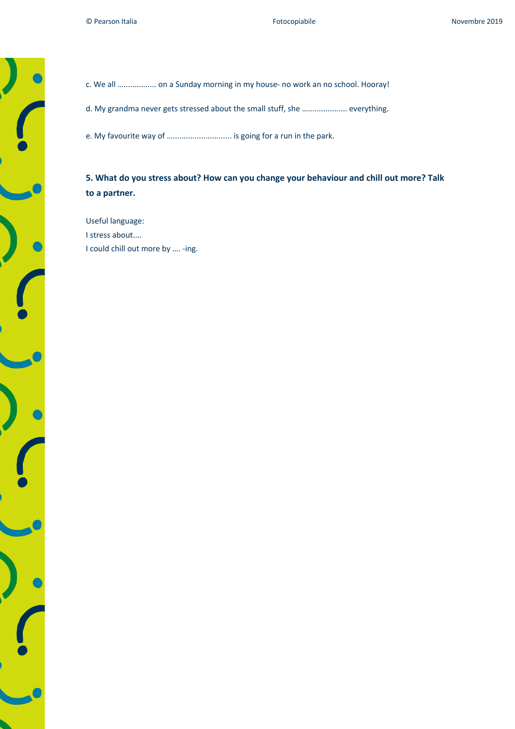c. We all .................. on a Sunday morning in my house- no work an no school. Hooray!

d. My grandma never gets stressed about the small stuff, she ..................... everything.

e. My favourite way of .............................. is going for a run in the park.

**5. What do you stress about? How can you change your behaviour and chill out more? Talk to a partner.**

Useful language:
I stress about....
I could chill out more by …. -ing.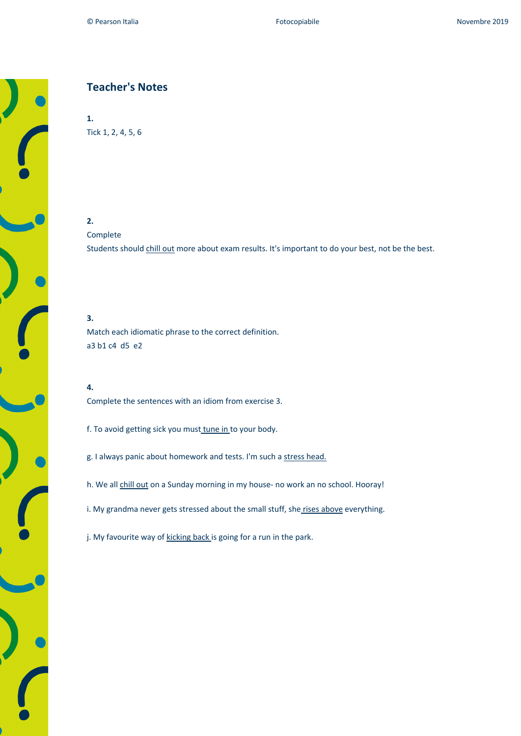## Teacher's Notes

**1.**

Tick 1, 2, 4, 5, 6

**2.**

Complete

Students should <u>chill out</u> more about exam results. It's important to do your best, not be the best.

**3.**

Match each idiomatic phrase to the correct definition.

a3 b1 c4 d5 e2

**4.**

Complete the sentences with an idiom from exercise 3.

f. To avoid getting sick you must <u>tune in</u> to your body.

g. I always panic about homework and tests. I'm such a <u>stress head.</u>

h. We all <u>chill out</u> on a Sunday morning in my house- no work an no school. Hooray!

i. My grandma never gets stressed about the small stuff, she <u>rises above</u> everything.

j. My favourite way of <u>kicking back</u> is going for a run in the park.